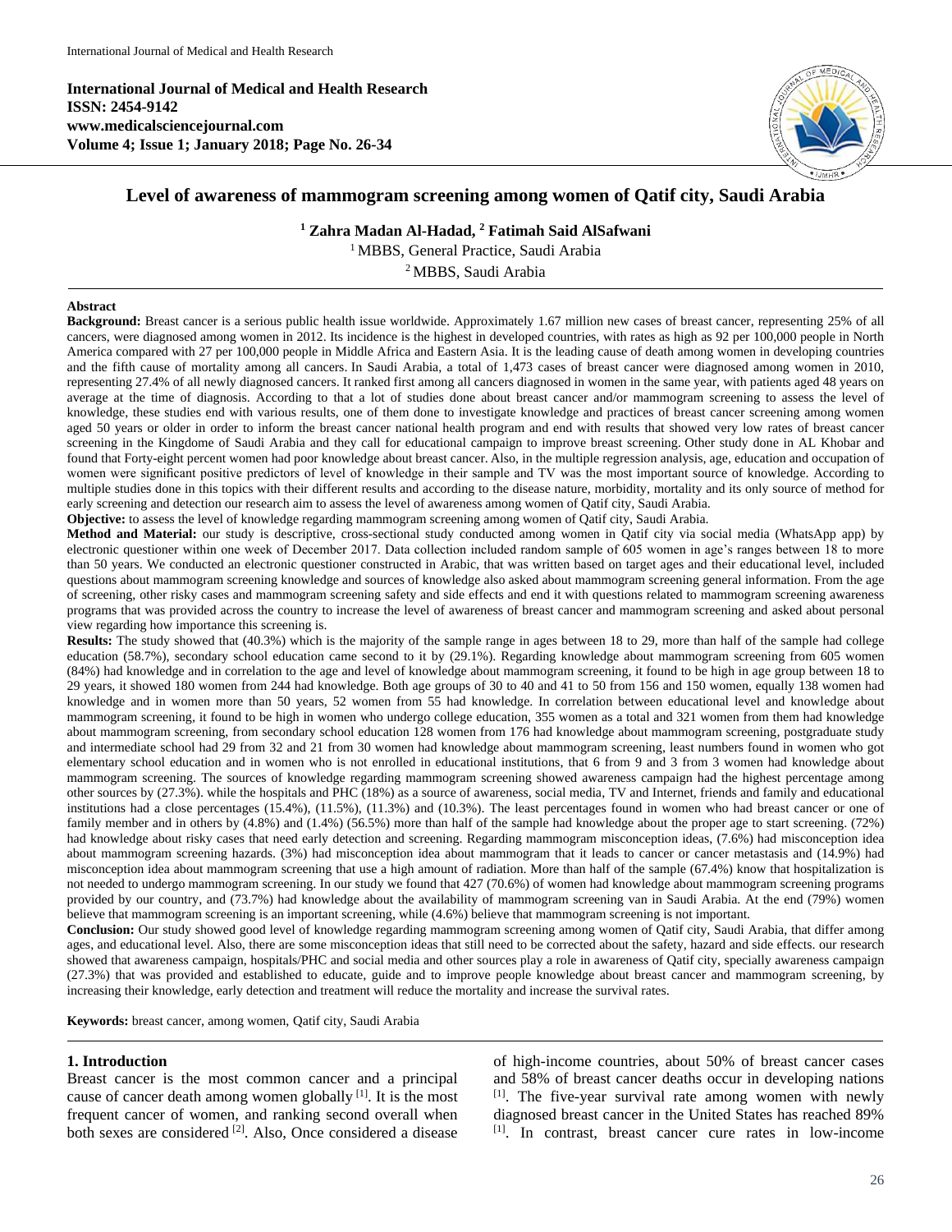**International Journal of Medical and Health Research**
**ISSN: 2454-9142**
**www.medicalsciencejournal.com**
**Volume 4; Issue 1; January 2018; Page No. 26-34**

# Level of awareness of mammogram screening among women of Qatif city, Saudi Arabia

**[1] Zahra Madan Al-Hadad, [2] Fatimah Said AlSafwani**

[1] MBBS, General Practice, Saudi Arabia

[2] MBBS, Saudi Arabia

**Abstract**

**Background:** Breast cancer is a serious public health issue worldwide. Approximately 1.67 million new cases of breast cancer, representing 25% of all cancers, were diagnosed among women in 2012. Its incidence is the highest in developed countries, with rates as high as 92 per 100,000 people in North America compared with 27 per 100,000 people in Middle Africa and Eastern Asia. It is the leading cause of death among women in developing countries and the fifth cause of mortality among all cancers. In Saudi Arabia, a total of 1,473 cases of breast cancer were diagnosed among women in 2010, representing 27.4% of all newly diagnosed cancers. It ranked first among all cancers diagnosed in women in the same year, with patients aged 48 years on average at the time of diagnosis. According to that a lot of studies done about breast cancer and/or mammogram screening to assess the level of knowledge, these studies end with various results, one of them done to investigate knowledge and practices of breast cancer screening among women aged 50 years or older in order to inform the breast cancer national health program and end with results that showed very low rates of breast cancer screening in the Kingdome of Saudi Arabia and they call for educational campaign to improve breast screening. Other study done in AL Khobar and found that Forty-eight percent women had poor knowledge about breast cancer. Also, in the multiple regression analysis, age, education and occupation of women were significant positive predictors of level of knowledge in their sample and TV was the most important source of knowledge. According to multiple studies done in this topics with their different results and according to the disease nature, morbidity, mortality and its only source of method for early screening and detection our research aim to assess the level of awareness among women of Qatif city, Saudi Arabia.

**Objective:** to assess the level of knowledge regarding mammogram screening among women of Qatif city, Saudi Arabia.

**Method and Material:** our study is descriptive, cross-sectional study conducted among women in Qatif city via social media (WhatsApp app) by electronic questioner within one week of December 2017. Data collection included random sample of 605 women in age's ranges between 18 to more than 50 years. We conducted an electronic questioner constructed in Arabic, that was written based on target ages and their educational level, included questions about mammogram screening knowledge and sources of knowledge also asked about mammogram screening general information. From the age of screening, other risky cases and mammogram screening safety and side effects and end it with questions related to mammogram screening awareness programs that was provided across the country to increase the level of awareness of breast cancer and mammogram screening and asked about personal view regarding how importance this screening is.

**Results:** The study showed that (40.3%) which is the majority of the sample range in ages between 18 to 29, more than half of the sample had college education (58.7%), secondary school education came second to it by (29.1%). Regarding knowledge about mammogram screening from 605 women (84%) had knowledge and in correlation to the age and level of knowledge about mammogram screening, it found to be high in age group between 18 to 29 years, it showed 180 women from 244 had knowledge. Both age groups of 30 to 40 and 41 to 50 from 156 and 150 women, equally 138 women had knowledge and in women more than 50 years, 52 women from 55 had knowledge. In correlation between educational level and knowledge about mammogram screening, it found to be high in women who undergo college education, 355 women as a total and 321 women from them had knowledge about mammogram screening, from secondary school education 128 women from 176 had knowledge about mammogram screening, postgraduate study and intermediate school had 29 from 32 and 21 from 30 women had knowledge about mammogram screening, least numbers found in women who got elementary school education and in women who is not enrolled in educational institutions, that 6 from 9 and 3 from 3 women had knowledge about mammogram screening. The sources of knowledge regarding mammogram screening showed awareness campaign had the highest percentage among other sources by (27.3%). while the hospitals and PHC (18%) as a source of awareness, social media, TV and Internet, friends and family and educational institutions had a close percentages (15.4%), (11.5%), (11.3%) and (10.3%). The least percentages found in women who had breast cancer or one of family member and in others by (4.8%) and (1.4%) (56.5%) more than half of the sample had knowledge about the proper age to start screening. (72%) had knowledge about risky cases that need early detection and screening. Regarding mammogram misconception ideas, (7.6%) had misconception idea about mammogram screening hazards. (3%) had misconception idea about mammogram that it leads to cancer or cancer metastasis and (14.9%) had misconception idea about mammogram screening that use a high amount of radiation. More than half of the sample (67.4%) know that hospitalization is not needed to undergo mammogram screening. In our study we found that 427 (70.6%) of women had knowledge about mammogram screening programs provided by our country, and (73.7%) had knowledge about the availability of mammogram screening van in Saudi Arabia. At the end (79%) women believe that mammogram screening is an important screening, while (4.6%) believe that mammogram screening is not important.

**Conclusion:** Our study showed good level of knowledge regarding mammogram screening among women of Qatif city, Saudi Arabia, that differ among ages, and educational level. Also, there are some misconception ideas that still need to be corrected about the safety, hazard and side effects. our research showed that awareness campaign, hospitals/PHC and social media and other sources play a role in awareness of Qatif city, specially awareness campaign (27.3%) that was provided and established to educate, guide and to improve people knowledge about breast cancer and mammogram screening, by increasing their knowledge, early detection and treatment will reduce the mortality and increase the survival rates.

**Keywords:** breast cancer, among women, Qatif city, Saudi Arabia

## 1. Introduction

Breast cancer is the most common cancer and a principal cause of cancer death among women globally [1]. It is the most frequent cancer of women, and ranking second overall when both sexes are considered [2]. Also, Once considered a disease of high-income countries, about 50% of breast cancer cases and 58% of breast cancer deaths occur in developing nations [1]. The five-year survival rate among women with newly diagnosed breast cancer in the United States has reached 89% [1]. In contrast, breast cancer cure rates in low-income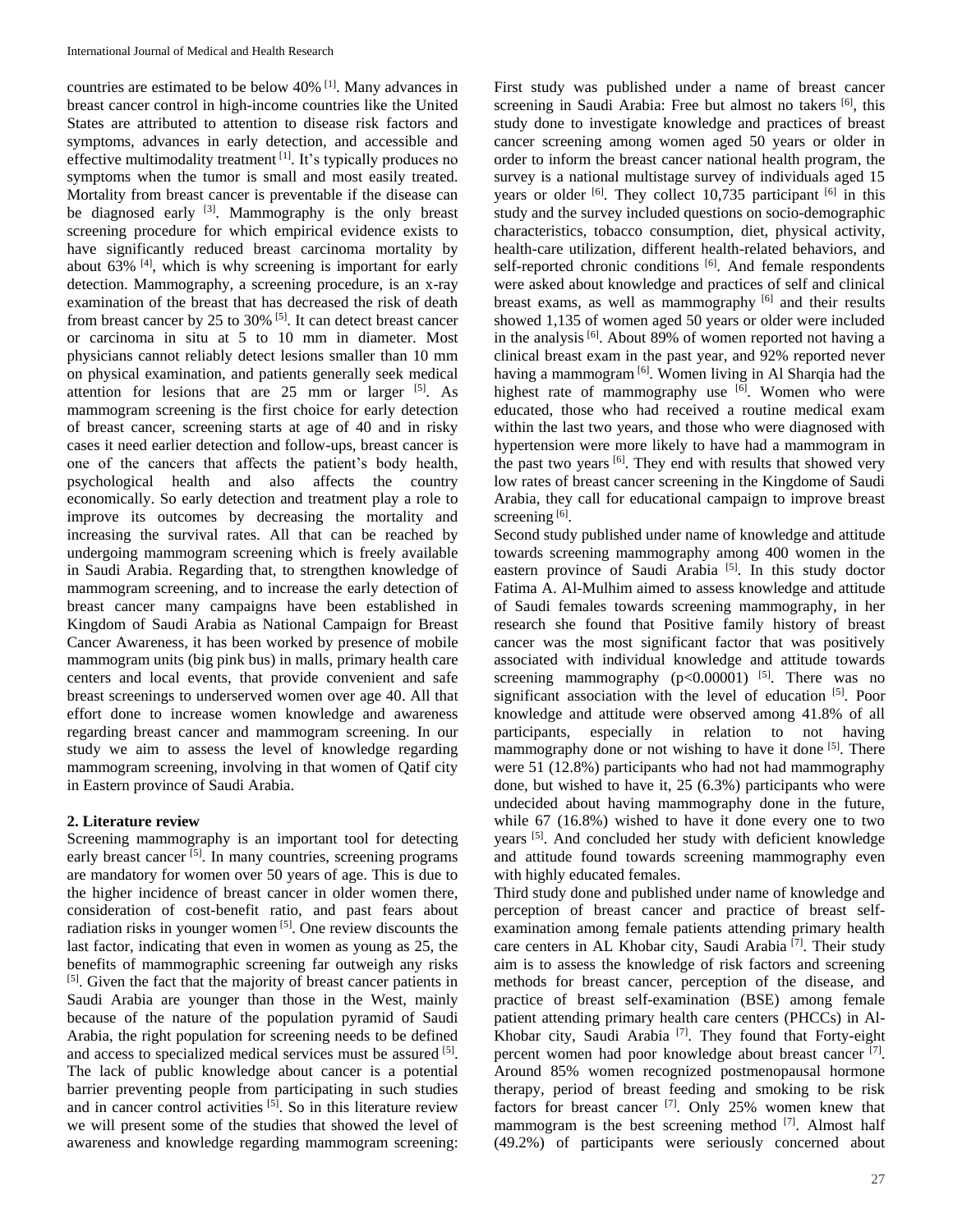countries are estimated to be below 40% [1]. Many advances in breast cancer control in high-income countries like the United States are attributed to attention to disease risk factors and symptoms, advances in early detection, and accessible and effective multimodality treatment [1]. It's typically produces no symptoms when the tumor is small and most easily treated. Mortality from breast cancer is preventable if the disease can be diagnosed early [3]. Mammography is the only breast screening procedure for which empirical evidence exists to have significantly reduced breast carcinoma mortality by about 63% [4], which is why screening is important for early detection. Mammography, a screening procedure, is an x-ray examination of the breast that has decreased the risk of death from breast cancer by 25 to 30% [5]. It can detect breast cancer or carcinoma in situ at 5 to 10 mm in diameter. Most physicians cannot reliably detect lesions smaller than 10 mm on physical examination, and patients generally seek medical attention for lesions that are 25 mm or larger [5]. As mammogram screening is the first choice for early detection of breast cancer, screening starts at age of 40 and in risky cases it need earlier detection and follow-ups, breast cancer is one of the cancers that affects the patient's body health, psychological health and also affects the country economically. So early detection and treatment play a role to improve its outcomes by decreasing the mortality and increasing the survival rates. All that can be reached by undergoing mammogram screening which is freely available in Saudi Arabia. Regarding that, to strengthen knowledge of mammogram screening, and to increase the early detection of breast cancer many campaigns have been established in Kingdom of Saudi Arabia as National Campaign for Breast Cancer Awareness, it has been worked by presence of mobile mammogram units (big pink bus) in malls, primary health care centers and local events, that provide convenient and safe breast screenings to underserved women over age 40. All that effort done to increase women knowledge and awareness regarding breast cancer and mammogram screening. In our study we aim to assess the level of knowledge regarding mammogram screening, involving in that women of Qatif city in Eastern province of Saudi Arabia.

## 2. Literature review

Screening mammography is an important tool for detecting early breast cancer [5]. In many countries, screening programs are mandatory for women over 50 years of age. This is due to the higher incidence of breast cancer in older women there, consideration of cost-benefit ratio, and past fears about radiation risks in younger women [5]. One review discounts the last factor, indicating that even in women as young as 25, the benefits of mammographic screening far outweigh any risks [5]. Given the fact that the majority of breast cancer patients in Saudi Arabia are younger than those in the West, mainly because of the nature of the population pyramid of Saudi Arabia, the right population for screening needs to be defined and access to specialized medical services must be assured [5]. The lack of public knowledge about cancer is a potential barrier preventing people from participating in such studies and in cancer control activities [5]. So in this literature review we will present some of the studies that showed the level of awareness and knowledge regarding mammogram screening:

First study was published under a name of breast cancer screening in Saudi Arabia: Free but almost no takers [6], this study done to investigate knowledge and practices of breast cancer screening among women aged 50 years or older in order to inform the breast cancer national health program, the survey is a national multistage survey of individuals aged 15 years or older [6]. They collect 10,735 participant [6] in this study and the survey included questions on socio-demographic characteristics, tobacco consumption, diet, physical activity, health-care utilization, different health-related behaviors, and self-reported chronic conditions [6]. And female respondents were asked about knowledge and practices of self and clinical breast exams, as well as mammography [6] and their results showed 1,135 of women aged 50 years or older were included in the analysis [6]. About 89% of women reported not having a clinical breast exam in the past year, and 92% reported never having a mammogram [6]. Women living in Al Sharqia had the highest rate of mammography use [6]. Women who were educated, those who had received a routine medical exam within the last two years, and those who were diagnosed with hypertension were more likely to have had a mammogram in the past two years [6]. They end with results that showed very low rates of breast cancer screening in the Kingdome of Saudi Arabia, they call for educational campaign to improve breast screening [6].

Second study published under name of knowledge and attitude towards screening mammography among 400 women in the eastern province of Saudi Arabia [5]. In this study doctor Fatima A. Al-Mulhim aimed to assess knowledge and attitude of Saudi females towards screening mammography, in her research she found that Positive family history of breast cancer was the most significant factor that was positively associated with individual knowledge and attitude towards screening mammography ($p<0.00001$) [5]. There was no significant association with the level of education [5]. Poor knowledge and attitude were observed among 41.8% of all participants, especially in relation to not having mammography done or not wishing to have it done [5]. There were 51 (12.8%) participants who had not had mammography done, but wished to have it, 25 (6.3%) participants who were undecided about having mammography done in the future, while 67 (16.8%) wished to have it done every one to two years [5]. And concluded her study with deficient knowledge and attitude found towards screening mammography even with highly educated females.

Third study done and published under name of knowledge and perception of breast cancer and practice of breast self-examination among female patients attending primary health care centers in AL Khobar city, Saudi Arabia [7]. Their study aim is to assess the knowledge of risk factors and screening methods for breast cancer, perception of the disease, and practice of breast self-examination (BSE) among female patient attending primary health care centers (PHCCs) in Al-Khobar city, Saudi Arabia [7]. They found that Forty-eight percent women had poor knowledge about breast cancer [7]. Around 85% women recognized postmenopausal hormone therapy, period of breast feeding and smoking to be risk factors for breast cancer [7]. Only 25% women knew that mammogram is the best screening method [7]. Almost half (49.2%) of participants were seriously concerned about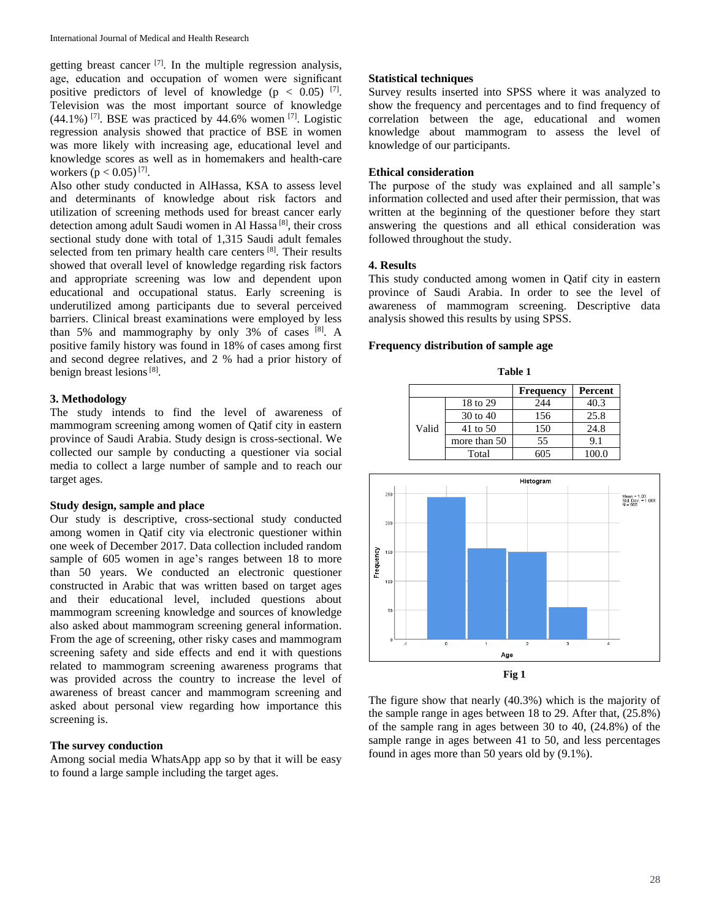getting breast cancer [7]. In the multiple regression analysis, age, education and occupation of women were significant positive predictors of level of knowledge ($p < 0.05$) [7]. Television was the most important source of knowledge (44.1%) [7]. BSE was practiced by 44.6% women [7]. Logistic regression analysis showed that practice of BSE in women was more likely with increasing age, educational level and knowledge scores as well as in homemakers and health-care workers ($p < 0.05$) [7].

Also other study conducted in AlHassa, KSA to assess level and determinants of knowledge about risk factors and utilization of screening methods used for breast cancer early detection among adult Saudi women in Al Hassa [8], their cross sectional study done with total of 1,315 Saudi adult females selected from ten primary health care centers [8]. Their results showed that overall level of knowledge regarding risk factors and appropriate screening was low and dependent upon educational and occupational status. Early screening is underutilized among participants due to several perceived barriers. Clinical breast examinations were employed by less than 5% and mammography by only 3% of cases [8]. A positive family history was found in 18% of cases among first and second degree relatives, and 2 % had a prior history of benign breast lesions [8].

## 3. Methodology

The study intends to find the level of awareness of mammogram screening among women of Qatif city in eastern province of Saudi Arabia. Study design is cross-sectional. We collected our sample by conducting a questioner via social media to collect a large number of sample and to reach our target ages.

### Study design, sample and place

Our study is descriptive, cross-sectional study conducted among women in Qatif city via electronic questioner within one week of December 2017. Data collection included random sample of 605 women in age's ranges between 18 to more than 50 years. We conducted an electronic questioner constructed in Arabic that was written based on target ages and their educational level, included questions about mammogram screening knowledge and sources of knowledge also asked about mammogram screening general information. From the age of screening, other risky cases and mammogram screening safety and side effects and end it with questions related to mammogram screening awareness programs that was provided across the country to increase the level of awareness of breast cancer and mammogram screening and asked about personal view regarding how importance this screening is.

### The survey conduction

Among social media WhatsApp app so by that it will be easy to found a large sample including the target ages.

### Statistical techniques

Survey results inserted into SPSS where it was analyzed to show the frequency and percentages and to find frequency of correlation between the age, educational and women knowledge about mammogram to assess the level of knowledge of our participants.

### Ethical consideration

The purpose of the study was explained and all sample's information collected and used after their permission, that was written at the beginning of the questioner before they start answering the questions and all ethical consideration was followed throughout the study.

## 4. Results

This study conducted among women in Qatif city in eastern province of Saudi Arabia. In order to see the level of awareness of mammogram screening. Descriptive data analysis showed this results by using SPSS.

### Frequency distribution of sample age

**Table 1**

| | | Frequency | Percent |
|---|---|---|---|
| Valid | 18 to 29 | 244 | 40.3 |
| | 30 to 40 | 156 | 25.8 |
| | 41 to 50 | 150 | 24.8 |
| | more than 50 | 55 | 9.1 |
| | Total | 605 | 100.0 |

**Fig 1**

The figure show that nearly (40.3%) which is the majority of the sample range in ages between 18 to 29. After that, (25.8%) of the sample rang in ages between 30 to 40, (24.8%) of the sample range in ages between 41 to 50, and less percentages found in ages more than 50 years old by (9.1%).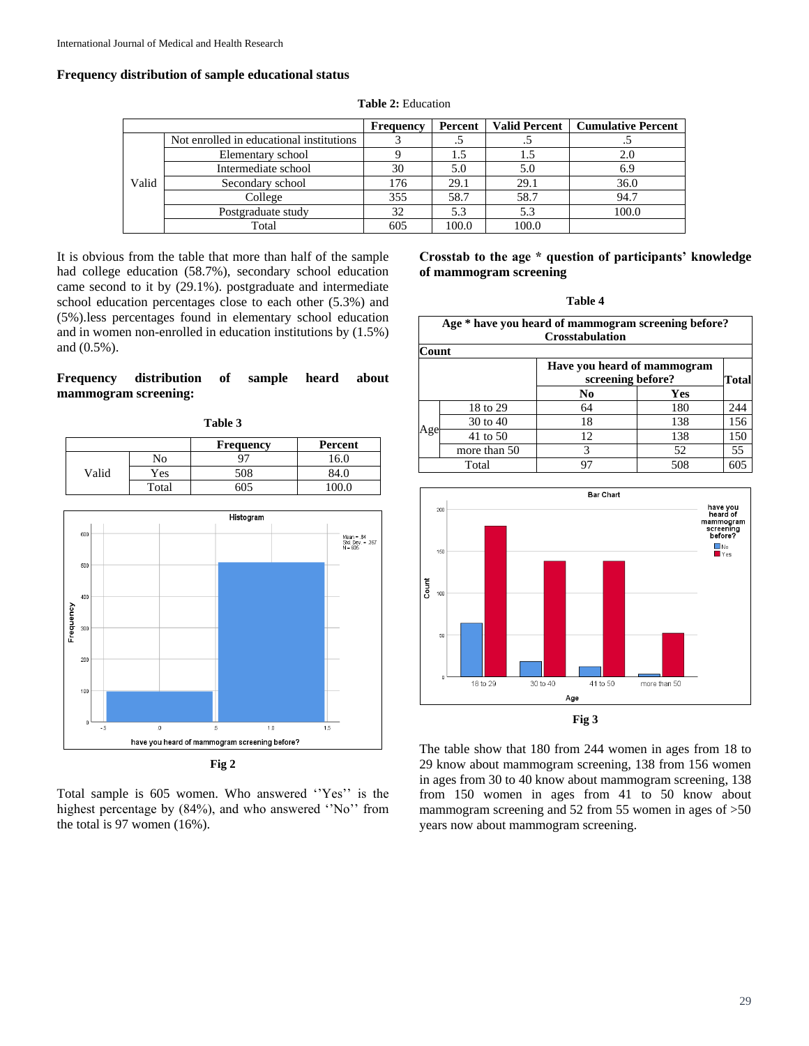### Frequency distribution of sample educational status

**Table 2:** Education

| | | Frequency | Percent | Valid Percent | Cumulative Percent |
|---|---|---|---|---|---|
| Valid | Not enrolled in educational institutions | 3 | .5 | .5 | .5 |
| | Elementary school | 9 | 1.5 | 1.5 | 2.0 |
| | Intermediate school | 30 | 5.0 | 5.0 | 6.9 |
| | Secondary school | 176 | 29.1 | 29.1 | 36.0 |
| | College | 355 | 58.7 | 58.7 | 94.7 |
| | Postgraduate study | 32 | 5.3 | 5.3 | 100.0 |
| | Total | 605 | 100.0 | 100.0 | |

It is obvious from the table that more than half of the sample had college education (58.7%), secondary school education came second to it by (29.1%). postgraduate and intermediate school education percentages close to each other (5.3%) and (5%).less percentages found in elementary school education and in women non-enrolled in education institutions by (1.5%) and (0.5%).

### Frequency distribution of sample heard about mammogram screening:

**Table 3**

| | | Frequency | Percent |
|---|---|---|---|
| Valid | No | 97 | 16.0 |
| | Yes | 508 | 84.0 |
| | Total | 605 | 100.0 |

**Fig 2**

Total sample is 605 women. Who answered ''Yes'' is the highest percentage by (84%), and who answered ''No'' from the total is 97 women (16%).

### Crosstab to the age * question of participants' knowledge of mammogram screening

**Table 4**

Age * have you heard of mammogram screening before? Crosstabulation

Count

| | | Have you heard of mammogram screening before? | | Total |
|---|---|---|---|---|
| | | No | Yes | |
| Age | 18 to 29 | 64 | 180 | 244 |
| | 30 to 40 | 18 | 138 | 156 |
| | 41 to 50 | 12 | 138 | 150 |
| | more than 50 | 3 | 52 | 55 |
| Total | | 97 | 508 | 605 |

**Fig 3**

The table show that 180 from 244 women in ages from 18 to 29 know about mammogram screening, 138 from 156 women in ages from 30 to 40 know about mammogram screening, 138 from 150 women in ages from 41 to 50 know about mammogram screening and 52 from 55 women in ages of >50 years now about mammogram screening.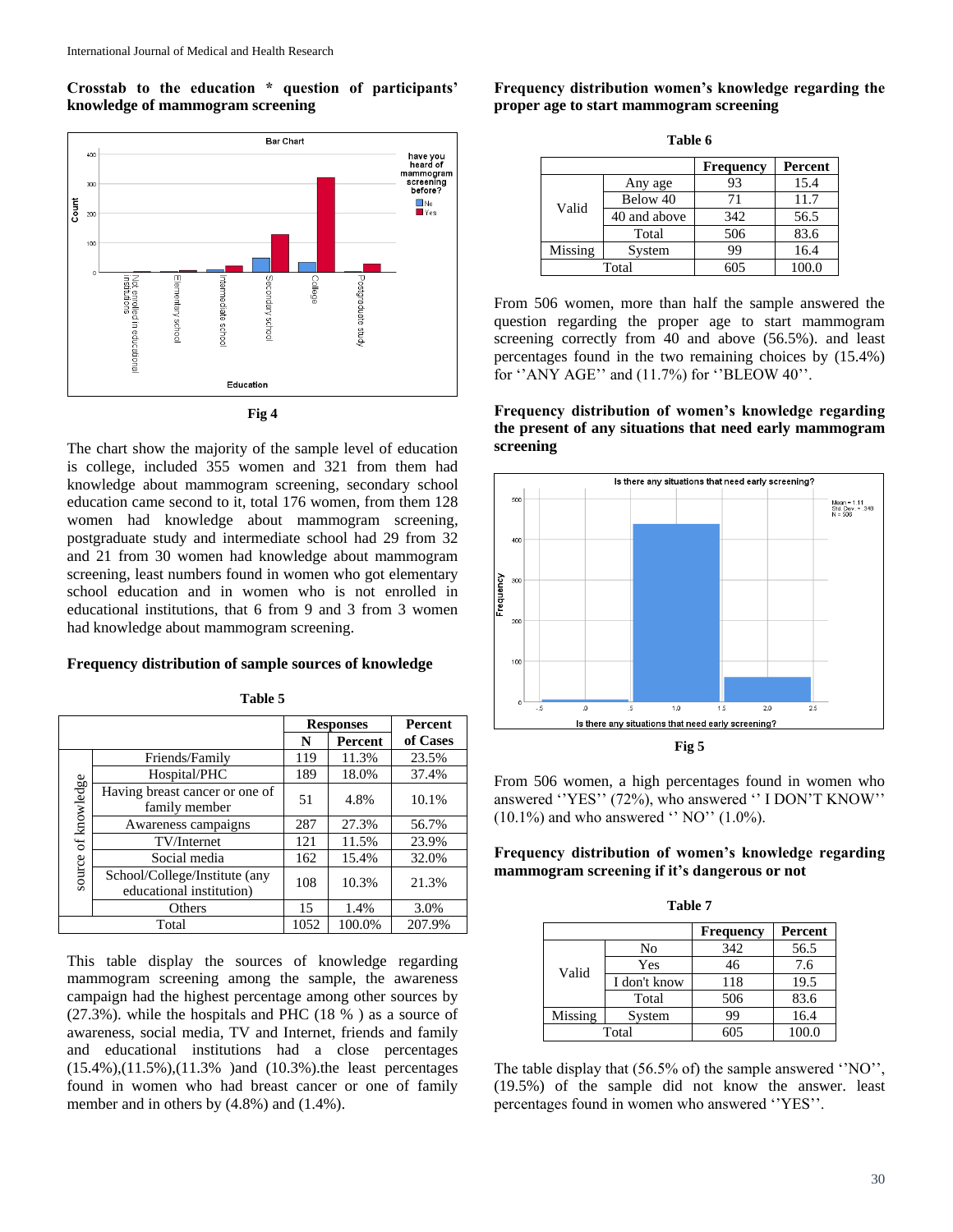**Crosstab to the education * question of participants' knowledge of mammogram screening**

Fig 4

The chart show the majority of the sample level of education is college, included 355 women and 321 from them had knowledge about mammogram screening, secondary school education came second to it, total 176 women, from them 128 women had knowledge about mammogram screening, postgraduate study and intermediate school had 29 from 32 and 21 from 30 women had knowledge about mammogram screening, least numbers found in women who got elementary school education and in women who is not enrolled in educational institutions, that 6 from 9 and 3 from 3 women had knowledge about mammogram screening.

**Frequency distribution of sample sources of knowledge**

**Table 5**

| | | Responses | | Percent of Cases |
|---|---|---|---|---|
| | | N | Percent | |
| source of knowledge | Friends/Family | 119 | 11.3% | 23.5% |
| | Hospital/PHC | 189 | 18.0% | 37.4% |
| | Having breast cancer or one of family member | 51 | 4.8% | 10.1% |
| | Awareness campaigns | 287 | 27.3% | 56.7% |
| | TV/Internet | 121 | 11.5% | 23.9% |
| | Social media | 162 | 15.4% | 32.0% |
| | School/College/Institute (any educational institution) | 108 | 10.3% | 21.3% |
| | Others | 15 | 1.4% | 3.0% |
| Total | | 1052 | 100.0% | 207.9% |

This table display the sources of knowledge regarding mammogram screening among the sample, the awareness campaign had the highest percentage among other sources by (27.3%). while the hospitals and PHC (18 % ) as a source of awareness, social media, TV and Internet, friends and family and educational institutions had a close percentages (15.4%),(11.5%),(11.3% )and (10.3%).the least percentages found in women who had breast cancer or one of family member and in others by (4.8%) and (1.4%).

**Frequency distribution women's knowledge regarding the proper age to start mammogram screening**

**Table 6**

| | | Frequency | Percent |
|---|---|---|---|
| Valid | Any age | 93 | 15.4 |
| | Below 40 | 71 | 11.7 |
| | 40 and above | 342 | 56.5 |
| | Total | 506 | 83.6 |
| Missing | System | 99 | 16.4 |
| Total | | 605 | 100.0 |

From 506 women, more than half the sample answered the question regarding the proper age to start mammogram screening correctly from 40 and above (56.5%). and least percentages found in the two remaining choices by (15.4%) for ''ANY AGE'' and (11.7%) for ''BLEOW 40''.

**Frequency distribution of women's knowledge regarding the present of any situations that need early mammogram screening**

Fig 5

From 506 women, a high percentages found in women who answered ''YES'' (72%), who answered '' I DON'T KNOW'' (10.1%) and who answered '' NO'' (1.0%).

**Frequency distribution of women's knowledge regarding mammogram screening if it's dangerous or not**

**Table 7**

| | | Frequency | Percent |
|---|---|---|---|
| Valid | No | 342 | 56.5 |
| | Yes | 46 | 7.6 |
| | I don't know | 118 | 19.5 |
| | Total | 506 | 83.6 |
| Missing | System | 99 | 16.4 |
| Total | | 605 | 100.0 |

The table display that (56.5% of) the sample answered ''NO'', (19.5%) of the sample did not know the answer. least percentages found in women who answered ''YES''.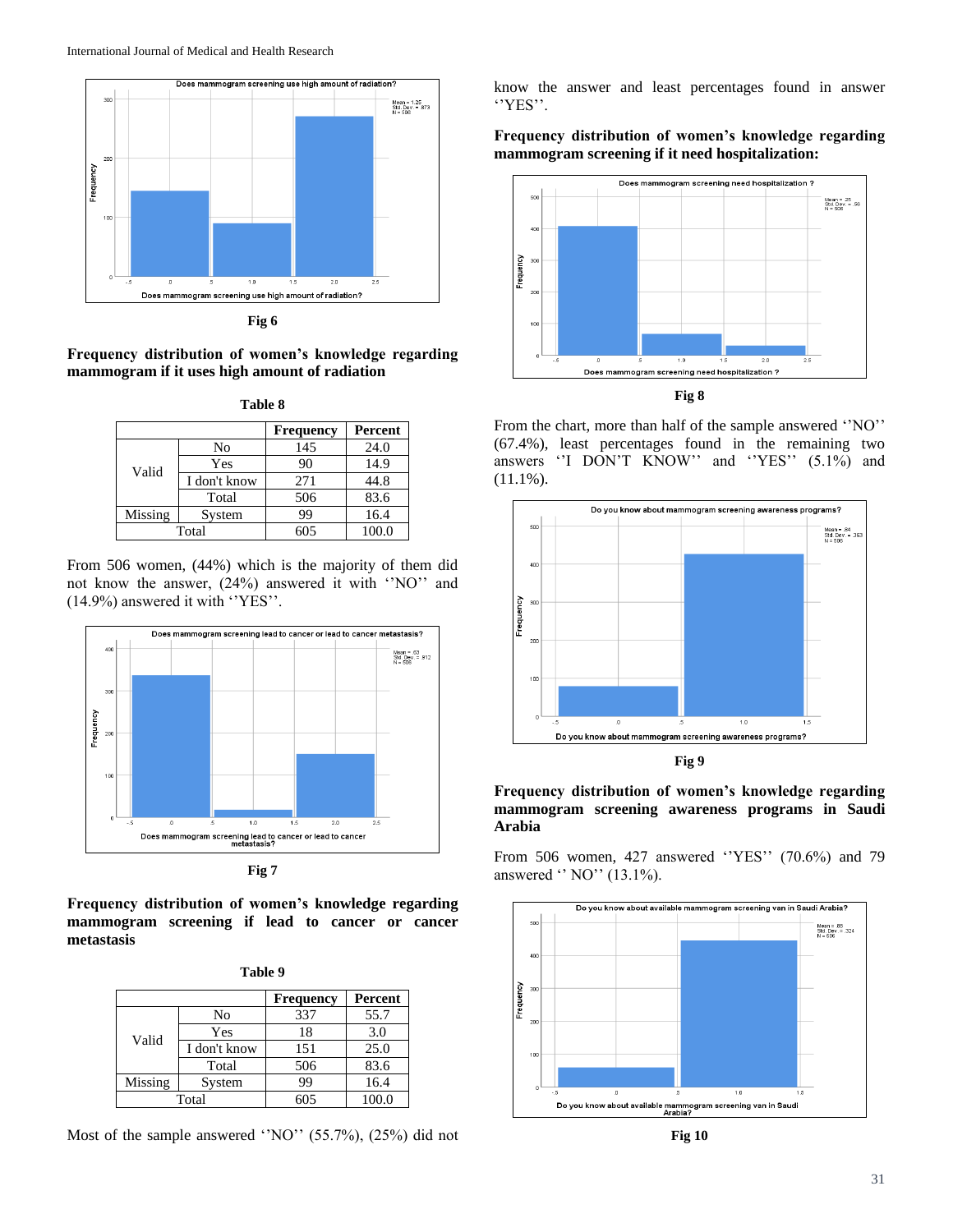**Fig 6**

**Frequency distribution of women's knowledge regarding mammogram if it uses high amount of radiation**

**Table 8**

| | | Frequency | Percent |
|---|---|---|---|
| Valid | No | 145 | 24.0 |
| | Yes | 90 | 14.9 |
| | I don't know | 271 | 44.8 |
| | Total | 506 | 83.6 |
| Missing | System | 99 | 16.4 |
| Total | | 605 | 100.0 |

From 506 women, (44%) which is the majority of them did not know the answer, (24%) answered it with ''NO'' and (14.9%) answered it with ''YES''.

**Fig 7**

**Frequency distribution of women's knowledge regarding mammogram screening if lead to cancer or cancer metastasis**

**Table 9**

| | | Frequency | Percent |
|---|---|---|---|
| Valid | No | 337 | 55.7 |
| | Yes | 18 | 3.0 |
| | I don't know | 151 | 25.0 |
| | Total | 506 | 83.6 |
| Missing | System | 99 | 16.4 |
| Total | | 605 | 100.0 |

Most of the sample answered ''NO'' (55.7%), (25%) did not know the answer and least percentages found in answer ''YES''.

**Frequency distribution of women's knowledge regarding mammogram screening if it need hospitalization:**

**Fig 8**

From the chart, more than half of the sample answered ''NO'' (67.4%), least percentages found in the remaining two answers ''I DON'T KNOW'' and ''YES'' (5.1%) and (11.1%).

**Fig 9**

**Frequency distribution of women's knowledge regarding mammogram screening awareness programs in Saudi Arabia**

From 506 women, 427 answered ''YES'' (70.6%) and 79 answered '' NO'' (13.1%).

**Fig 10**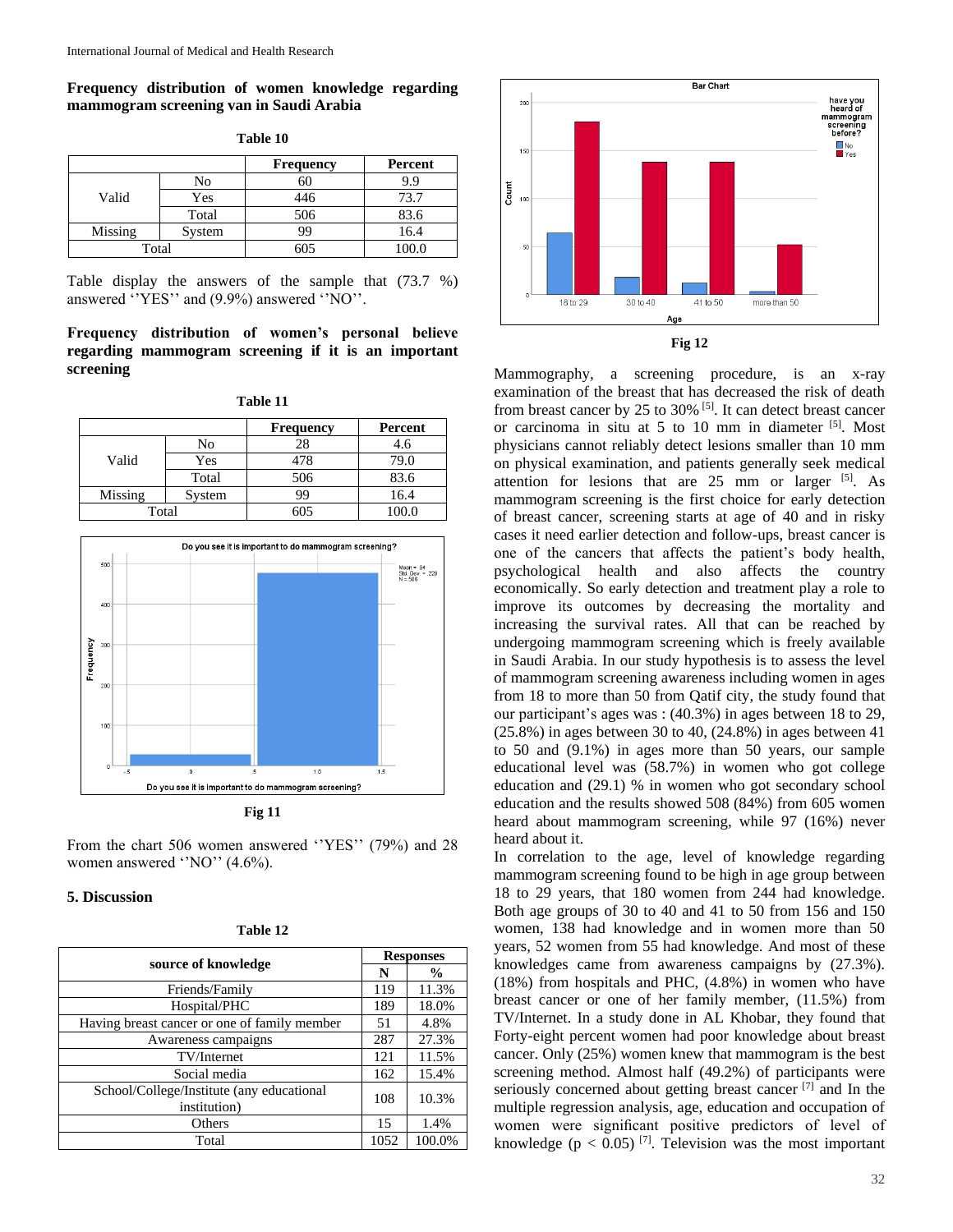**Frequency distribution of women knowledge regarding mammogram screening van in Saudi Arabia**

**Table 10**

| | | Frequency | Percent |
|---|---|---|---|
| Valid | No | 60 | 9.9 |
| | Yes | 446 | 73.7 |
| | Total | 506 | 83.6 |
| Missing | System | 99 | 16.4 |
| Total | | 605 | 100.0 |

Table display the answers of the sample that (73.7 %) answered ''YES'' and (9.9%) answered ''NO''.

**Frequency distribution of women's personal believe regarding mammogram screening if it is an important screening**

**Table 11**

| | | Frequency | Percent |
|---|---|---|---|
| Valid | No | 28 | 4.6 |
| | Yes | 478 | 79.0 |
| | Total | 506 | 83.6 |
| Missing | System | 99 | 16.4 |
| Total | | 605 | 100.0 |

**Fig 11**

From the chart 506 women answered ''YES'' (79%) and 28 women answered ''NO'' (4.6%).

## 5. Discussion

**Table 12**

| source of knowledge | Responses | |
|---|---|---|
| | N | % |
| Friends/Family | 119 | 11.3% |
| Hospital/PHC | 189 | 18.0% |
| Having breast cancer or one of family member | 51 | 4.8% |
| Awareness campaigns | 287 | 27.3% |
| TV/Internet | 121 | 11.5% |
| Social media | 162 | 15.4% |
| School/College/Institute (any educational institution) | 108 | 10.3% |
| Others | 15 | 1.4% |
| Total | 1052 | 100.0% |

**Fig 12**

Mammography, a screening procedure, is an x-ray examination of the breast that has decreased the risk of death from breast cancer by 25 to 30% [5]. It can detect breast cancer or carcinoma in situ at 5 to 10 mm in diameter [5]. Most physicians cannot reliably detect lesions smaller than 10 mm on physical examination, and patients generally seek medical attention for lesions that are 25 mm or larger [5]. As mammogram screening is the first choice for early detection of breast cancer, screening starts at age of 40 and in risky cases it need earlier detection and follow-ups, breast cancer is one of the cancers that affects the patient's body health, psychological health and also affects the country economically. So early detection and treatment play a role to improve its outcomes by decreasing the mortality and increasing the survival rates. All that can be reached by undergoing mammogram screening which is freely available in Saudi Arabia. In our study hypothesis is to assess the level of mammogram screening awareness including women in ages from 18 to more than 50 from Qatif city, the study found that our participant's ages was : (40.3%) in ages between 18 to 29, (25.8%) in ages between 30 to 40, (24.8%) in ages between 41 to 50 and (9.1%) in ages more than 50 years, our sample educational level was (58.7%) in women who got college education and (29.1) % in women who got secondary school education and the results showed 508 (84%) from 605 women heard about mammogram screening, while 97 (16%) never heard about it.

In correlation to the age, level of knowledge regarding mammogram screening found to be high in age group between 18 to 29 years, that 180 women from 244 had knowledge. Both age groups of 30 to 40 and 41 to 50 from 156 and 150 women, 138 had knowledge and in women more than 50 years, 52 women from 55 had knowledge. And most of these knowledges came from awareness campaigns by (27.3%). (18%) from hospitals and PHC, (4.8%) in women who have breast cancer or one of her family member, (11.5%) from TV/Internet. In a study done in AL Khobar, they found that Forty-eight percent women had poor knowledge about breast cancer. Only (25%) women knew that mammogram is the best screening method. Almost half (49.2%) of participants were seriously concerned about getting breast cancer [7] and In the multiple regression analysis, age, education and occupation of women were significant positive predictors of level of knowledge ($p < 0.05$) [7]. Television was the most important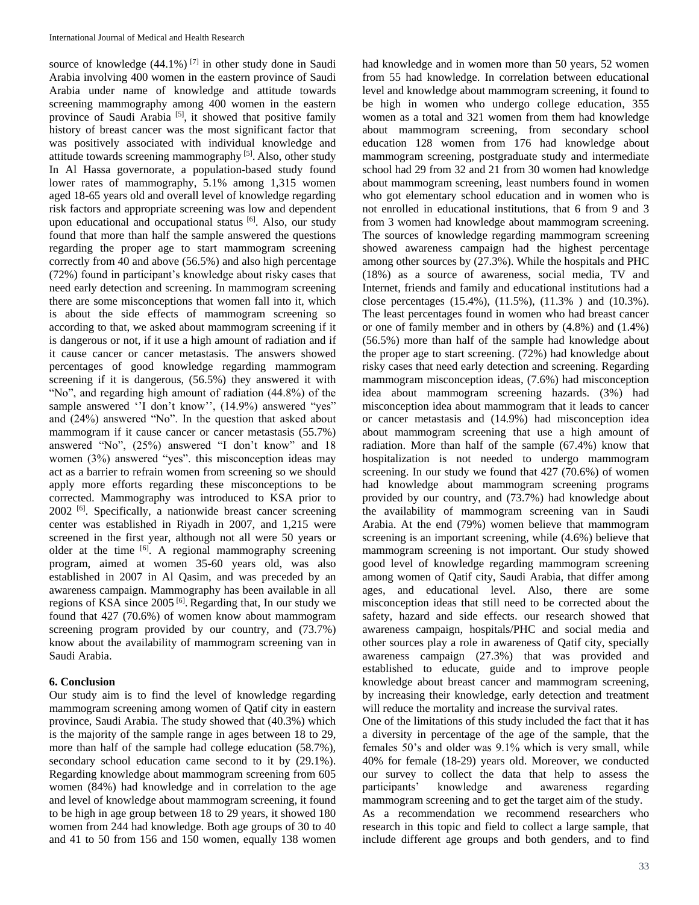source of knowledge (44.1%) [7] in other study done in Saudi Arabia involving 400 women in the eastern province of Saudi Arabia under name of knowledge and attitude towards screening mammography among 400 women in the eastern province of Saudi Arabia [5], it showed that positive family history of breast cancer was the most significant factor that was positively associated with individual knowledge and attitude towards screening mammography [5]. Also, other study In Al Hassa governorate, a population-based study found lower rates of mammography, 5.1% among 1,315 women aged 18-65 years old and overall level of knowledge regarding risk factors and appropriate screening was low and dependent upon educational and occupational status [6]. Also, our study found that more than half the sample answered the questions regarding the proper age to start mammogram screening correctly from 40 and above (56.5%) and also high percentage (72%) found in participant's knowledge about risky cases that need early detection and screening. In mammogram screening there are some misconceptions that women fall into it, which is about the side effects of mammogram screening so according to that, we asked about mammogram screening if it is dangerous or not, if it use a high amount of radiation and if it cause cancer or cancer metastasis. The answers showed percentages of good knowledge regarding mammogram screening if it is dangerous, (56.5%) they answered it with "No", and regarding high amount of radiation (44.8%) of the sample answered ''I don't know'', (14.9%) answered "yes" and (24%) answered "No". In the question that asked about mammogram if it cause cancer or cancer metastasis (55.7%) answered "No", (25%) answered "I don't know" and 18 women (3%) answered "yes". this misconception ideas may act as a barrier to refrain women from screening so we should apply more efforts regarding these misconceptions to be corrected. Mammography was introduced to KSA prior to 2002 [6]. Specifically, a nationwide breast cancer screening center was established in Riyadh in 2007, and 1,215 were screened in the first year, although not all were 50 years or older at the time [6]. A regional mammography screening program, aimed at women 35-60 years old, was also established in 2007 in Al Qasim, and was preceded by an awareness campaign. Mammography has been available in all regions of KSA since 2005 [6]. Regarding that, In our study we found that 427 (70.6%) of women know about mammogram screening program provided by our country, and (73.7%) know about the availability of mammogram screening van in Saudi Arabia.

## 6. Conclusion

Our study aim is to find the level of knowledge regarding mammogram screening among women of Qatif city in eastern province, Saudi Arabia. The study showed that (40.3%) which is the majority of the sample range in ages between 18 to 29, more than half of the sample had college education (58.7%), secondary school education came second to it by (29.1%). Regarding knowledge about mammogram screening from 605 women (84%) had knowledge and in correlation to the age and level of knowledge about mammogram screening, it found to be high in age group between 18 to 29 years, it showed 180 women from 244 had knowledge. Both age groups of 30 to 40 and 41 to 50 from 156 and 150 women, equally 138 women had knowledge and in women more than 50 years, 52 women from 55 had knowledge. In correlation between educational level and knowledge about mammogram screening, it found to be high in women who undergo college education, 355 women as a total and 321 women from them had knowledge about mammogram screening, from secondary school education 128 women from 176 had knowledge about mammogram screening, postgraduate study and intermediate school had 29 from 32 and 21 from 30 women had knowledge about mammogram screening, least numbers found in women who got elementary school education and in women who is not enrolled in educational institutions, that 6 from 9 and 3 from 3 women had knowledge about mammogram screening. The sources of knowledge regarding mammogram screening showed awareness campaign had the highest percentage among other sources by (27.3%). While the hospitals and PHC (18%) as a source of awareness, social media, TV and Internet, friends and family and educational institutions had a close percentages (15.4%), (11.5%), (11.3% ) and (10.3%). The least percentages found in women who had breast cancer or one of family member and in others by (4.8%) and (1.4%) (56.5%) more than half of the sample had knowledge about the proper age to start screening. (72%) had knowledge about risky cases that need early detection and screening. Regarding mammogram misconception ideas, (7.6%) had misconception idea about mammogram screening hazards. (3%) had misconception idea about mammogram that it leads to cancer or cancer metastasis and (14.9%) had misconception idea about mammogram screening that use a high amount of radiation. More than half of the sample (67.4%) know that hospitalization is not needed to undergo mammogram screening. In our study we found that 427 (70.6%) of women had knowledge about mammogram screening programs provided by our country, and (73.7%) had knowledge about the availability of mammogram screening van in Saudi Arabia. At the end (79%) women believe that mammogram screening is an important screening, while (4.6%) believe that mammogram screening is not important. Our study showed good level of knowledge regarding mammogram screening among women of Qatif city, Saudi Arabia, that differ among ages, and educational level. Also, there are some misconception ideas that still need to be corrected about the safety, hazard and side effects. our research showed that awareness campaign, hospitals/PHC and social media and other sources play a role in awareness of Qatif city, specially awareness campaign (27.3%) that was provided and established to educate, guide and to improve people knowledge about breast cancer and mammogram screening, by increasing their knowledge, early detection and treatment will reduce the mortality and increase the survival rates.

One of the limitations of this study included the fact that it has a diversity in percentage of the age of the sample, that the females 50's and older was 9.1% which is very small, while 40% for female (18-29) years old. Moreover, we conducted our survey to collect the data that help to assess the participants' knowledge and awareness regarding mammogram screening and to get the target aim of the study.

As a recommendation we recommend researchers who research in this topic and field to collect a large sample, that include different age groups and both genders, and to find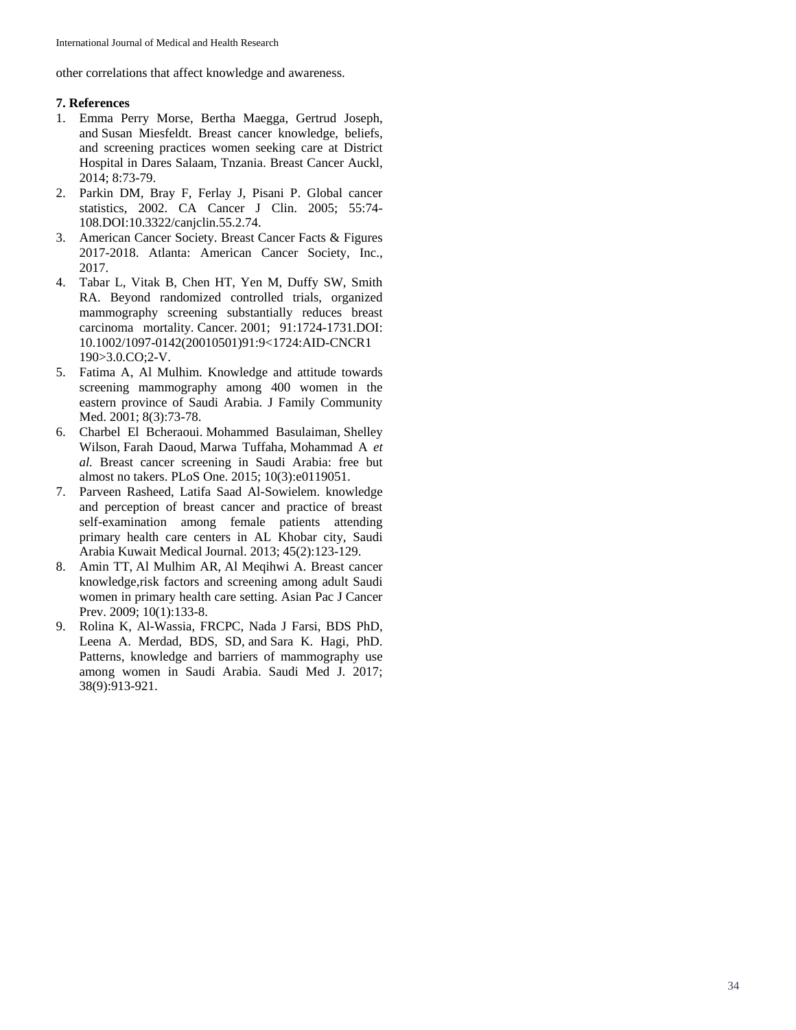other correlations that affect knowledge and awareness.

**7. References**

1. Emma Perry Morse, Bertha Maegga, Gertrud Joseph, and Susan Miesfeldt. Breast cancer knowledge, beliefs, and screening practices women seeking care at District Hospital in Dares Salaam, Tnzania. Breast Cancer Auckl, 2014; 8:73-79.
2. Parkin DM, Bray F, Ferlay J, Pisani P. Global cancer statistics, 2002. CA Cancer J Clin. 2005; 55:74-108.DOI:10.3322/canjclin.55.2.74.
3. American Cancer Society. Breast Cancer Facts & Figures 2017-2018. Atlanta: American Cancer Society, Inc., 2017.
4. Tabar L, Vitak B, Chen HT, Yen M, Duffy SW, Smith RA. Beyond randomized controlled trials, organized mammography screening substantially reduces breast carcinoma mortality. Cancer. 2001; 91:1724-1731.DOI: 10.1002/1097-0142(20010501)91:9<1724:AID-CNCR1190>3.0.CO;2-V.
5. Fatima A, Al Mulhim. Knowledge and attitude towards screening mammography among 400 women in the eastern province of Saudi Arabia. J Family Community Med. 2001; 8(3):73-78.
6. Charbel El Bcheraoui. Mohammed Basulaiman, Shelley Wilson, Farah Daoud, Marwa Tuffaha, Mohammad A *et al.* Breast cancer screening in Saudi Arabia: free but almost no takers. PLoS One. 2015; 10(3):e0119051.
7. Parveen Rasheed, Latifa Saad Al-Sowielem. knowledge and perception of breast cancer and practice of breast self-examination among female patients attending primary health care centers in AL Khobar city, Saudi Arabia Kuwait Medical Journal. 2013; 45(2):123-129.
8. Amin TT, Al Mulhim AR, Al Meqihwi A. Breast cancer knowledge,risk factors and screening among adult Saudi women in primary health care setting. Asian Pac J Cancer Prev. 2009; 10(1):133-8.
9. Rolina K, Al-Wassia, FRCPC, Nada J Farsi, BDS PhD, Leena A. Merdad, BDS, SD, and Sara K. Hagi, PhD. Patterns, knowledge and barriers of mammography use among women in Saudi Arabia. Saudi Med J. 2017; 38(9):913-921.